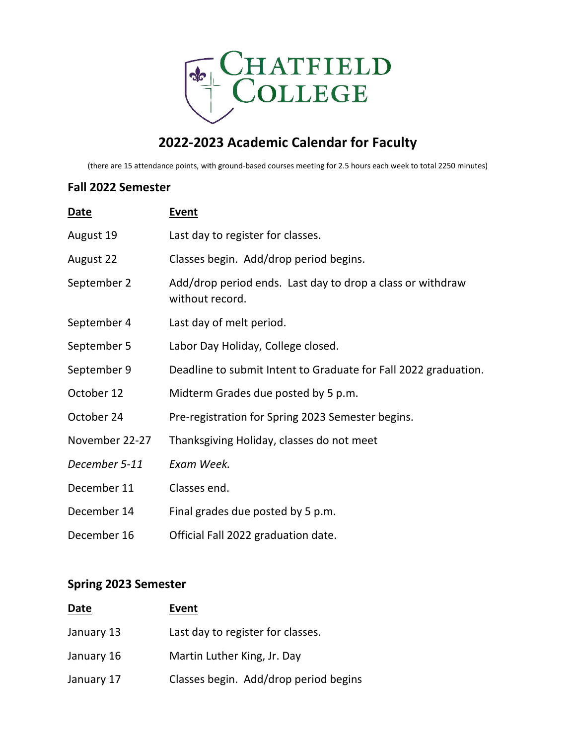# Chatfield College

## 2022-2023 Academic Calendar for Faculty

(there are 15 attendance points, with ground-based courses meeting for 2.5 hours each week to total 2250 minutes)

### Fall 2022 Semester

| Date | Event |
|---|---|
| August 19 | Last day to register for classes. |
| August 22 | Classes begin. Add/drop period begins. |
| September 2 | Add/drop period ends. Last day to drop a class or withdraw without record. |
| September 4 | Last day of melt period. |
| September 5 | Labor Day Holiday, College closed. |
| September 9 | Deadline to submit Intent to Graduate for Fall 2022 graduation. |
| October 12 | Midterm Grades due posted by 5 p.m. |
| October 24 | Pre-registration for Spring 2023 Semester begins. |
| November 22-27 | Thanksgiving Holiday, classes do not meet |
| *December 5-11* | *Exam Week.* |
| December 11 | Classes end. |
| December 14 | Final grades due posted by 5 p.m. |
| December 16 | Official Fall 2022 graduation date. |

### Spring 2023 Semester

| Date | Event |
|---|---|
| January 13 | Last day to register for classes. |
| January 16 | Martin Luther King, Jr. Day |
| January 17 | Classes begin. Add/drop period begins |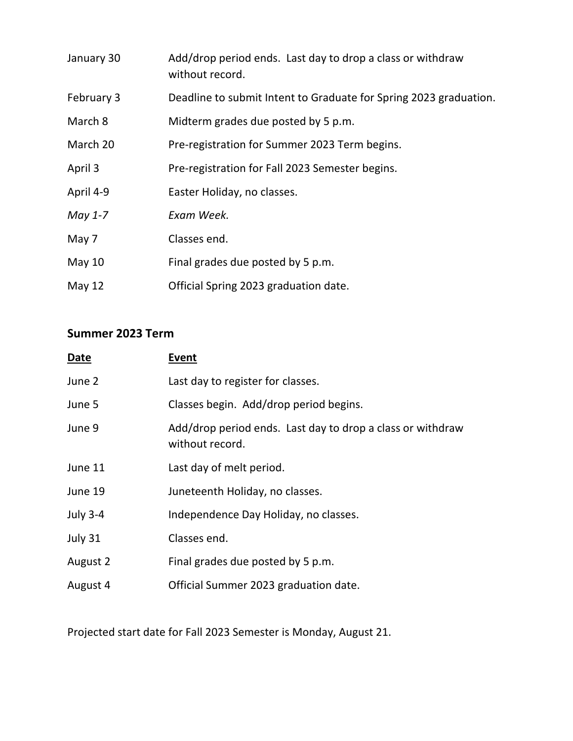| | |
|---|---|
| January 30 | Add/drop period ends. Last day to drop a class or withdraw without record. |
| February 3 | Deadline to submit Intent to Graduate for Spring 2023 graduation. |
| March 8 | Midterm grades due posted by 5 p.m. |
| March 20 | Pre-registration for Summer 2023 Term begins. |
| April 3 | Pre-registration for Fall 2023 Semester begins. |
| April 4-9 | Easter Holiday, no classes. |
| *May 1-7* | *Exam Week.* |
| May 7 | Classes end. |
| May 10 | Final grades due posted by 5 p.m. |
| May 12 | Official Spring 2023 graduation date. |

## Summer 2023 Term

| Date | Event |
|---|---|
| June 2 | Last day to register for classes. |
| June 5 | Classes begin. Add/drop period begins. |
| June 9 | Add/drop period ends. Last day to drop a class or withdraw without record. |
| June 11 | Last day of melt period. |
| June 19 | Juneteenth Holiday, no classes. |
| July 3-4 | Independence Day Holiday, no classes. |
| July 31 | Classes end. |
| August 2 | Final grades due posted by 5 p.m. |
| August 4 | Official Summer 2023 graduation date. |

Projected start date for Fall 2023 Semester is Monday, August 21.